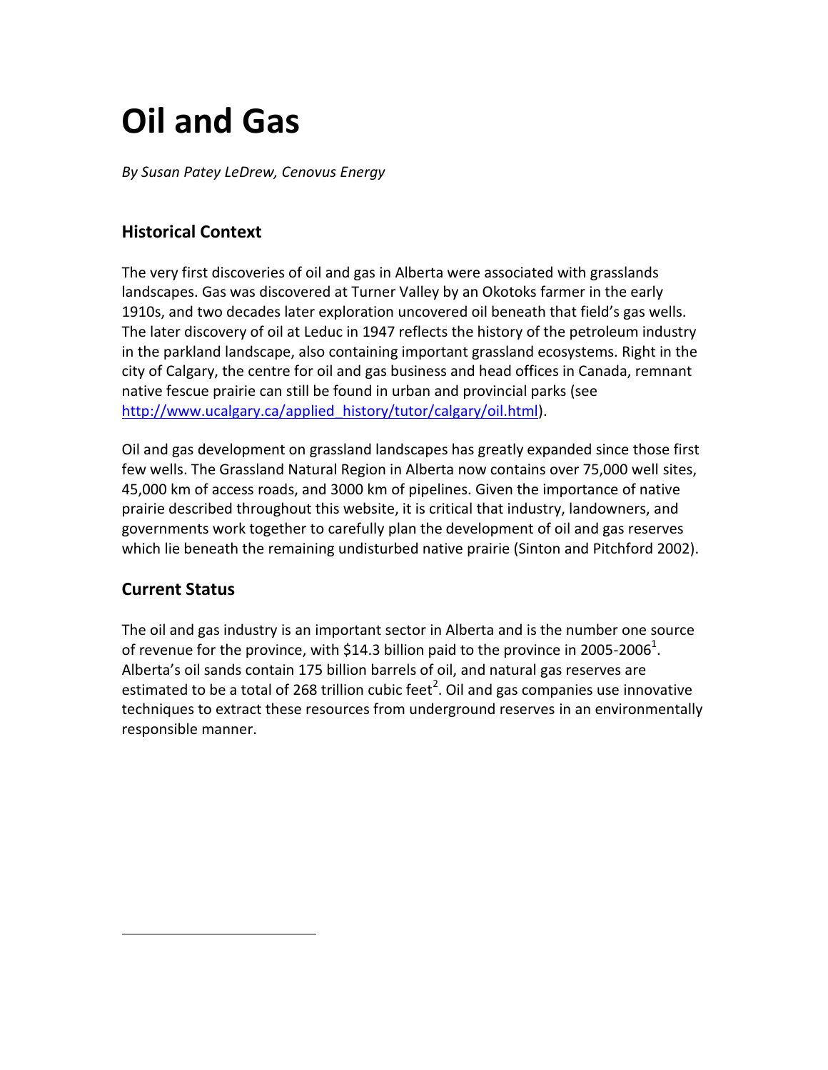# Oil and Gas

*By Susan Patey LeDrew, Cenovus Energy*

## Historical Context

The very first discoveries of oil and gas in Alberta were associated with grasslands landscapes. Gas was discovered at Turner Valley by an Okotoks farmer in the early 1910s, and two decades later exploration uncovered oil beneath that field's gas wells. The later discovery of oil at Leduc in 1947 reflects the history of the petroleum industry in the parkland landscape, also containing important grassland ecosystems. Right in the city of Calgary, the centre for oil and gas business and head offices in Canada, remnant native fescue prairie can still be found in urban and provincial parks (see http://www.ucalgary.ca/applied_history/tutor/calgary/oil.html).

Oil and gas development on grassland landscapes has greatly expanded since those first few wells. The Grassland Natural Region in Alberta now contains over 75,000 well sites, 45,000 km of access roads, and 3000 km of pipelines. Given the importance of native prairie described throughout this website, it is critical that industry, landowners, and governments work together to carefully plan the development of oil and gas reserves which lie beneath the remaining undisturbed native prairie (Sinton and Pitchford 2002).

## Current Status

The oil and gas industry is an important sector in Alberta and is the number one source of revenue for the province, with $14.3 billion paid to the province in 2005-2006[1]. Alberta's oil sands contain 175 billion barrels of oil, and natural gas reserves are estimated to be a total of 268 trillion cubic feet[2]. Oil and gas companies use innovative techniques to extract these resources from underground reserves in an environmentally responsible manner.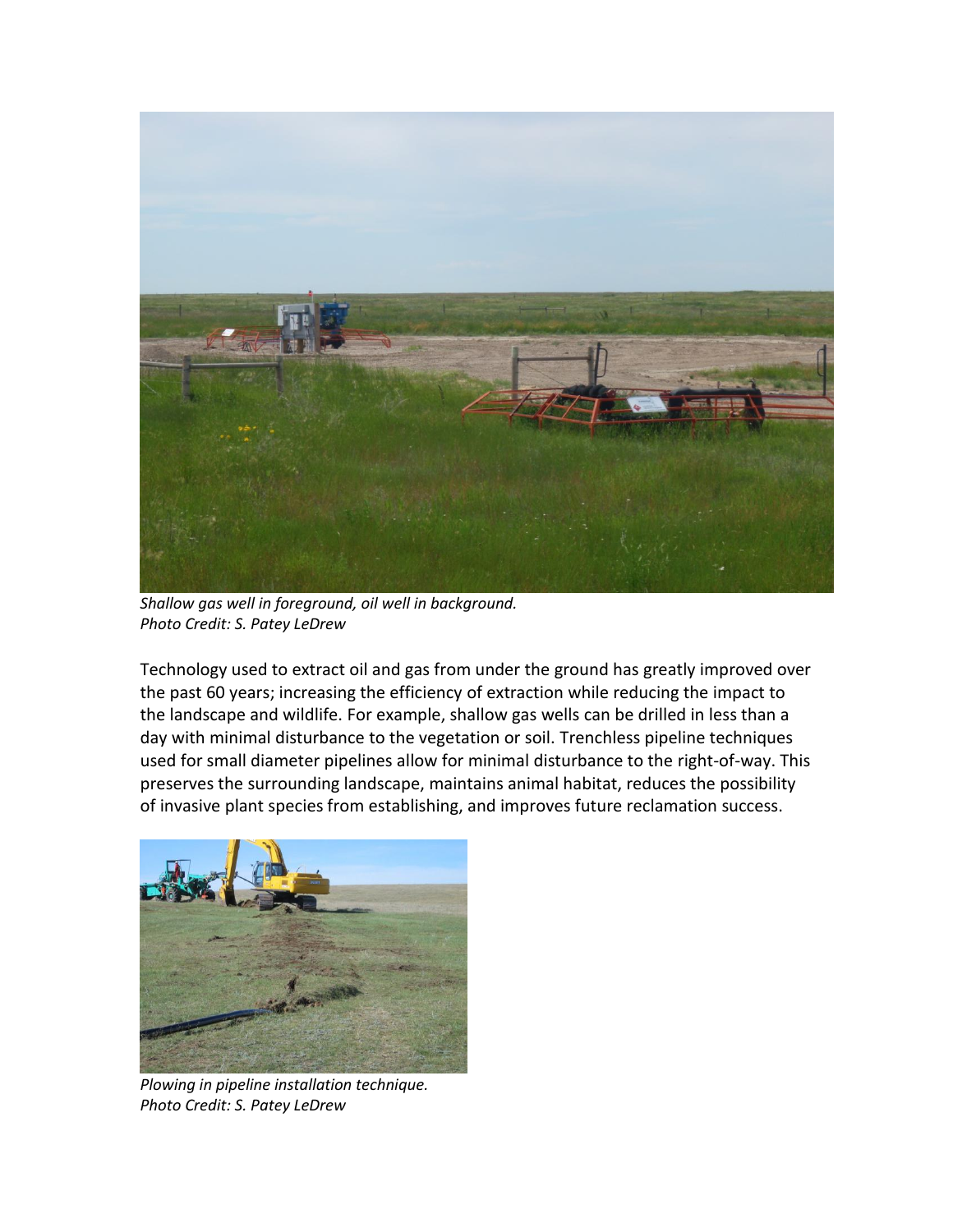*Shallow gas well in foreground, oil well in background.*
*Photo Credit: S. Patey LeDrew*

Technology used to extract oil and gas from under the ground has greatly improved over the past 60 years; increasing the efficiency of extraction while reducing the impact to the landscape and wildlife. For example, shallow gas wells can be drilled in less than a day with minimal disturbance to the vegetation or soil. Trenchless pipeline techniques used for small diameter pipelines allow for minimal disturbance to the right-of-way. This preserves the surrounding landscape, maintains animal habitat, reduces the possibility of invasive plant species from establishing, and improves future reclamation success.

*Plowing in pipeline installation technique.*
*Photo Credit: S. Patey LeDrew*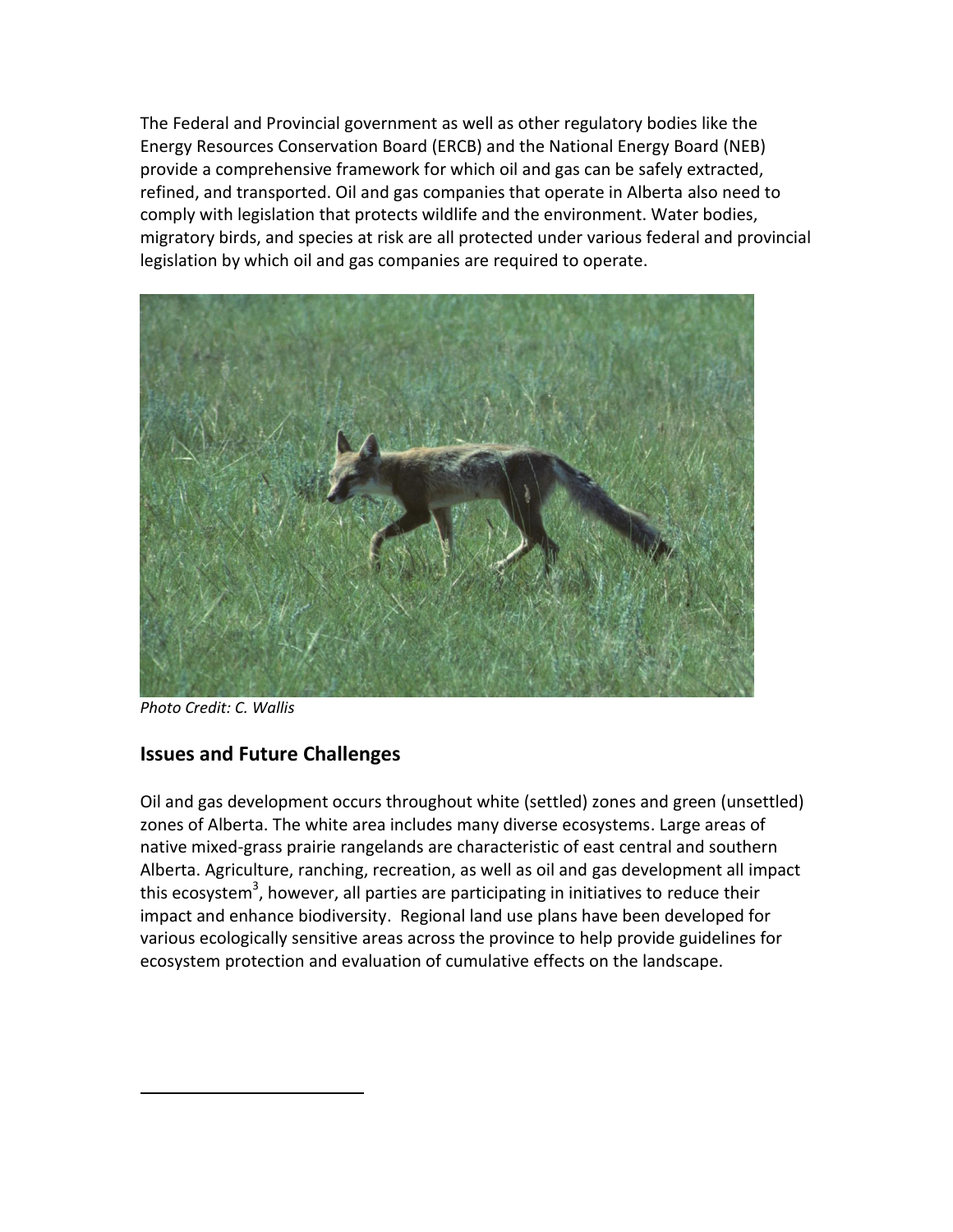The Federal and Provincial government as well as other regulatory bodies like the Energy Resources Conservation Board (ERCB) and the National Energy Board (NEB) provide a comprehensive framework for which oil and gas can be safely extracted, refined, and transported. Oil and gas companies that operate in Alberta also need to comply with legislation that protects wildlife and the environment. Water bodies, migratory birds, and species at risk are all protected under various federal and provincial legislation by which oil and gas companies are required to operate.

*Photo Credit: C. Wallis*

## Issues and Future Challenges

Oil and gas development occurs throughout white (settled) zones and green (unsettled) zones of Alberta. The white area includes many diverse ecosystems. Large areas of native mixed-grass prairie rangelands are characteristic of east central and southern Alberta. Agriculture, ranching, recreation, as well as oil and gas development all impact this ecosystem[3], however, all parties are participating in initiatives to reduce their impact and enhance biodiversity. Regional land use plans have been developed for various ecologically sensitive areas across the province to help provide guidelines for ecosystem protection and evaluation of cumulative effects on the landscape.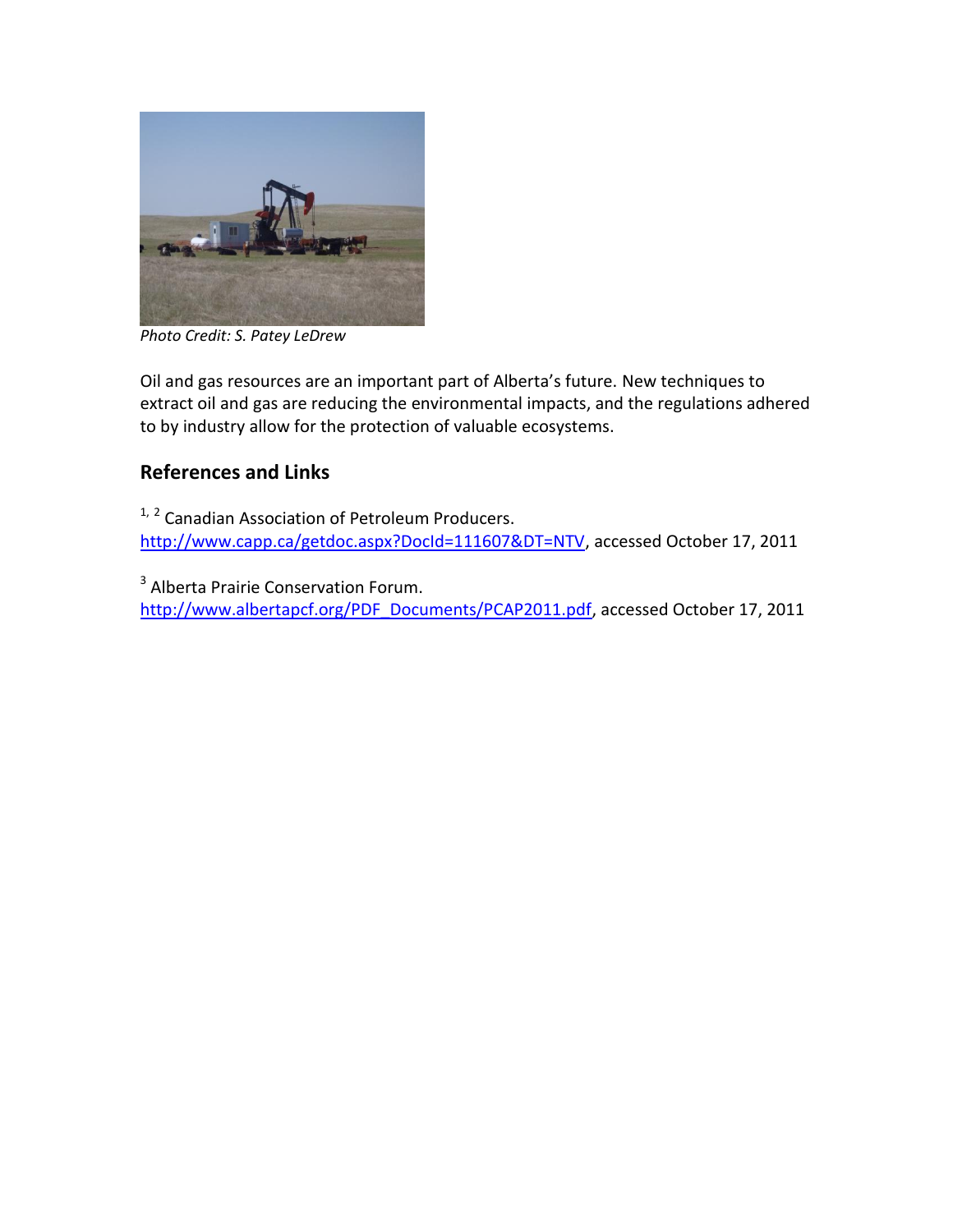*Photo Credit: S. Patey LeDrew*

Oil and gas resources are an important part of Alberta's future. New techniques to extract oil and gas are reducing the environmental impacts, and the regulations adhered to by industry allow for the protection of valuable ecosystems.

## References and Links

[1, 2] Canadian Association of Petroleum Producers. http://www.capp.ca/getdoc.aspx?DocId=111607&DT=NTV, accessed October 17, 2011

[3] Alberta Prairie Conservation Forum. http://www.albertapcf.org/PDF_Documents/PCAP2011.pdf, accessed October 17, 2011